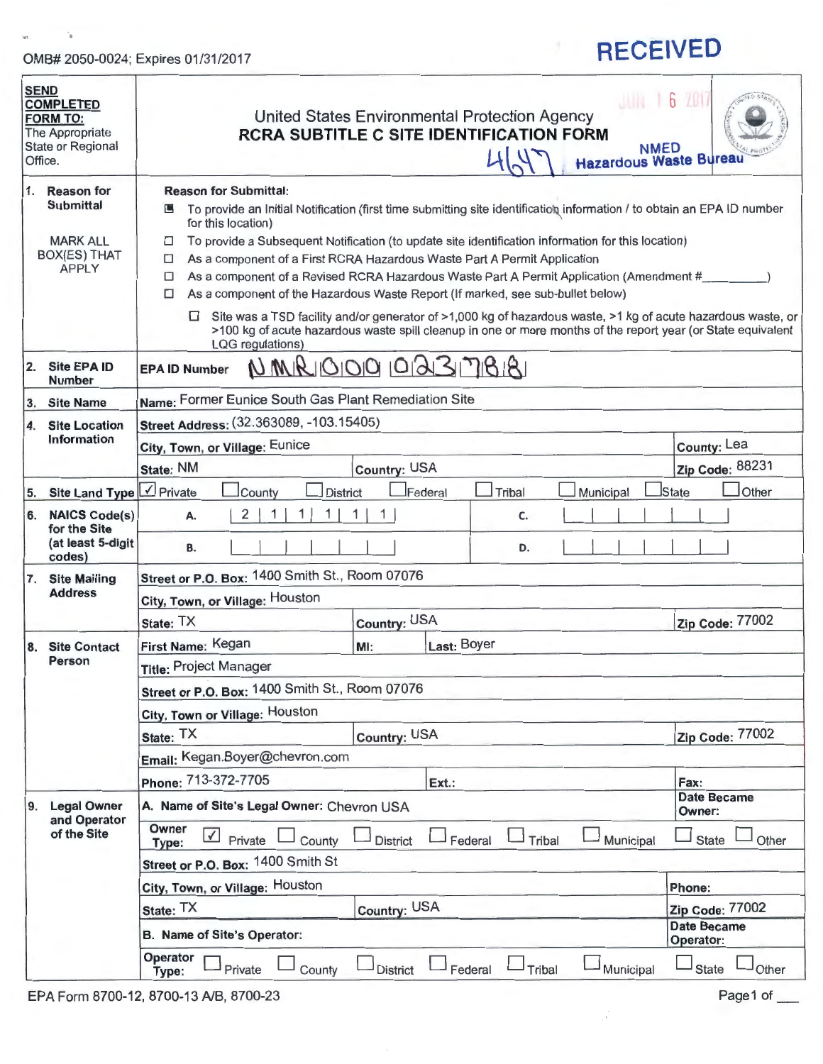OMB# 2050-0024; Expires 01/31/2017

**RECEIVED**

JUN 16 2017

NMED Hazardous Waste Bureau

4647

| **SEND COMPLETED FORM TO:** The Appropriate State or Regional Office. | United States Environmental Protection Agency **RCRA SUBTITLE C SITE IDENTIFICATION FORM** | | | |
|---|---|---|---|---|
| **1. Reason for Submittal** MARK ALL BOX(ES) THAT APPLY | **Reason for Submittal:** ☒ To provide an Initial Notification (first time submitting site identification information / to obtain an EPA ID number for this location) ☐ To provide a Subsequent Notification (to update site identification information for this location) ☐ As a component of a First RCRA Hazardous Waste Part A Permit Application ☐ As a component of a Revised RCRA Hazardous Waste Part A Permit Application (Amendment #________) ☐ As a component of the Hazardous Waste Report (If marked, see sub-bullet below) ☐ Site was a TSD facility and/or generator of >1,000 kg of hazardous waste, >1 kg of acute hazardous waste, or >100 kg of acute hazardous waste spill cleanup in one or more months of the report year (or State equivalent LQG regulations) | | | |
| **2. Site EPA ID Number** | EPA ID Number NMR000023788 | | | |
| **3. Site Name** | Name: Former Eunice South Gas Plant Remediation Site | | | |
| **4. Site Location Information** | Street Address: (32.363089, -103.15405) | | | |
| | City, Town, or Village: Eunice | | County: Lea | |
| | State: NM | Country: USA | Zip Code: 88231 | |
| **5. Site Land Type** | ☑ Private ☐ County ☐ District ☐ Federal ☐ Tribal ☐ Municipal ☐ State ☐ Other | | | |
| **6. NAICS Code(s) for the Site (at least 5-digit codes)** | A. 211111 | | C. | |
| | B. | | D. | |
| **7. Site Mailing Address** | Street or P.O. Box: 1400 Smith St., Room 07076 | | | |
| | City, Town, or Village: Houston | | | |
| | State: TX | Country: USA | Zip Code: 77002 | |
| **8. Site Contact Person** | First Name: Kegan | MI: | Last: Boyer | |
| | Title: Project Manager | | | |
| | Street or P.O. Box: 1400 Smith St., Room 07076 | | | |
| | City, Town or Village: Houston | | | |
| | State: TX | Country: USA | Zip Code: 77002 | |
| | Email: Kegan.Boyer@chevron.com | | | |
| | Phone: 713-372-7705 | Ext.: | Fax: | |
| **9. Legal Owner and Operator of the Site** | A. Name of Site's Legal Owner: Chevron USA | | Date Became Owner: | |
| | Owner Type: ☑ Private ☐ County ☐ District ☐ Federal ☐ Tribal ☐ Municipal ☐ State ☐ Other | | | |
| | Street or P.O. Box: 1400 Smith St | | | |
| | City, Town, or Village: Houston | | Phone: | |
| | State: TX | Country: USA | Zip Code: 77002 | |
| | B. Name of Site's Operator: | | Date Became Operator: | |
| | Operator Type: ☐ Private ☐ County ☐ District ☐ Federal ☐ Tribal ☐ Municipal ☐ State ☐ Other | | | |

EPA Form 8700-12, 8700-13 A/B, 8700-23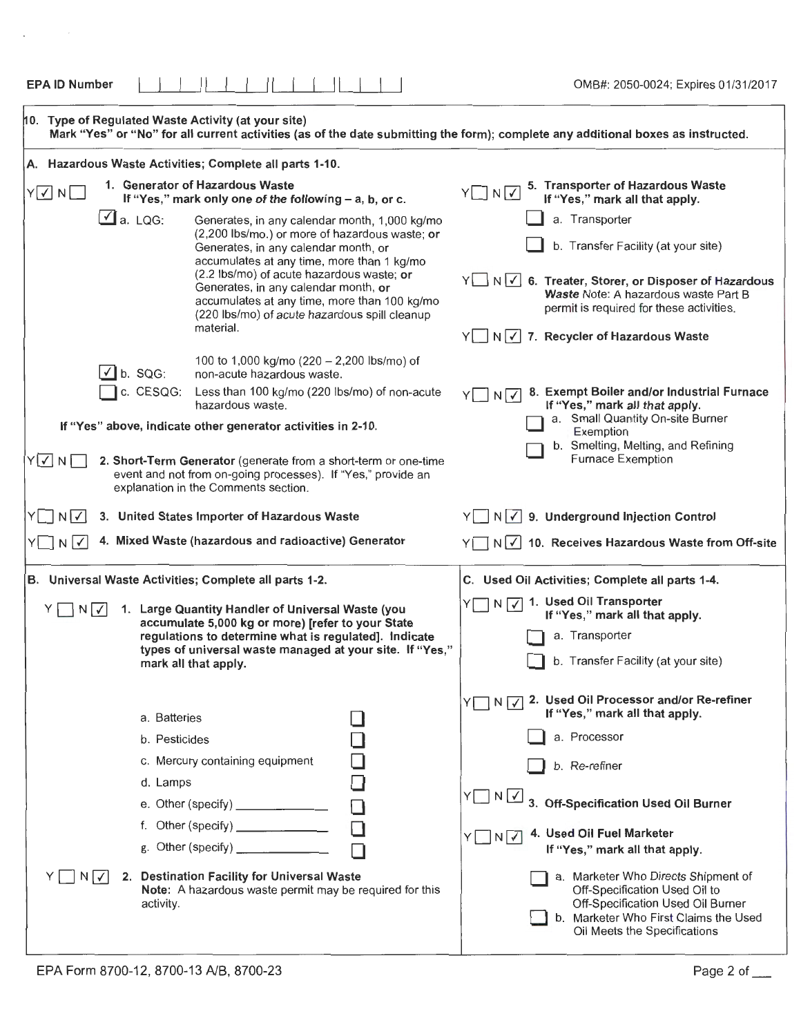EPA ID Number | | | | | | | | | | | | | |

OMB#: 2050-0024; Expires 01/31/2017

## 10. Type of Regulated Waste Activity (at your site)

**Mark "Yes" or "No" for all current activities (as of the date submitting the form); complete any additional boxes as instructed.**

### A. Hazardous Waste Activities; Complete all parts 1-10.

Y [✓] N [ ] **1. Generator of Hazardous Waste**
**If "Yes," mark only one *of the following* – a, b, or c.**

- [✓] a. LQG: Generates, in any calendar month, 1,000 kg/mo (2,200 lbs/mo.) or more of hazardous waste; **or** Generates, in any calendar month, or accumulates at any time, more than 1 kg/mo (2.2 lbs/mo) of *acute* hazardous waste; **or** Generates, in any calendar month, **or** accumulates at any time, more than 100 kg/mo (220 lbs/mo) of *acute hazardous* spill cleanup material.
- [✓] b. SQG: 100 to 1,000 kg/mo (220 – 2,200 lbs/mo) of non-acute hazardous waste.
- [ ] c. CESQG: Less than 100 kg/mo (220 lbs/mo) of non-acute hazardous waste.

**If "Yes" above, indicate other generator activities in 2-10.**

Y [✓] N [ ] **2. Short-Term Generator** (generate from a short-term or one-time event and not from on-going processes). If "Yes," provide an explanation in the Comments section.

Y [ ] N [✓] **3. United States Importer of Hazardous Waste**

Y [ ] N [✓] **4. Mixed Waste (hazardous and radioactive) Generator**

Y [ ] N [✓] **5. Transporter of Hazardous Waste**
**If "Yes," mark all that apply.**

- [ ] a. Transporter
- [ ] b. Transfer Facility (at your site)

Y [ ] N [✓] **6. Treater, Storer, or Disposer of Hazardous *Waste*** Note: A hazardous waste Part B permit is required for these activities.

Y [ ] N [✓] **7. Recycler of Hazardous Waste**

Y [ ] N [✓] **8. Exempt Boiler and/or Industrial Furnace**
**If "Yes," mark *all that* apply.**

- [ ] a. Small Quantity On-site Burner Exemption
- [ ] b. Smelting, Melting, and Refining Furnace Exemption

Y [ ] N [✓] **9. Underground Injection Control**

Y [ ] N [✓] **10. Receives Hazardous Waste from Off-site**

### B. Universal Waste Activities; Complete all parts 1-2.

Y [ ] N [✓] **1. Large Quantity Handler of Universal Waste (you accumulate 5,000 kg or more) [refer to your State regulations to determine what is regulated]. Indicate types of universal waste managed at your site. If "Yes," mark all that apply.**

- a. Batteries [ ]
- b. Pesticides [ ]
- c. Mercury containing equipment [ ]
- d. Lamps [ ]
- e. Other (specify) ____________ [ ]
- f. Other (specify) ____________ [ ]
- g. Other (specify) ____________ [ ]

Y [ ] N [✓] **2. Destination Facility for Universal Waste**
**Note:** A hazardous waste permit may be required for this activity.

### C. Used Oil Activities; Complete all parts 1-4.

Y [ ] N [✓] **1. Used Oil Transporter**
**If "Yes," mark all that apply.**

- [ ] a. Transporter
- [ ] b. Transfer Facility (at your site)

Y [ ] N [✓] **2. Used Oil Processor and/or Re-refiner**
**If "Yes," mark all that apply.**

- [ ] a. Processor
- [ ] *b. Re-refiner*

Y [ ] N [✓] **3. Off-Specification Used Oil Burner**

Y [ ] N [✓] **4. Used Oil Fuel Marketer**
**If "Yes," mark all that apply.**

- [ ] a. Marketer Who *Directs* Shipment of Off-Specification Used Oil to Off-Specification Used Oil Burner
- [ ] b. Marketer Who First Claims the Used Oil Meets the Specifications

EPA Form 8700-12, 8700-13 A/B, 8700-23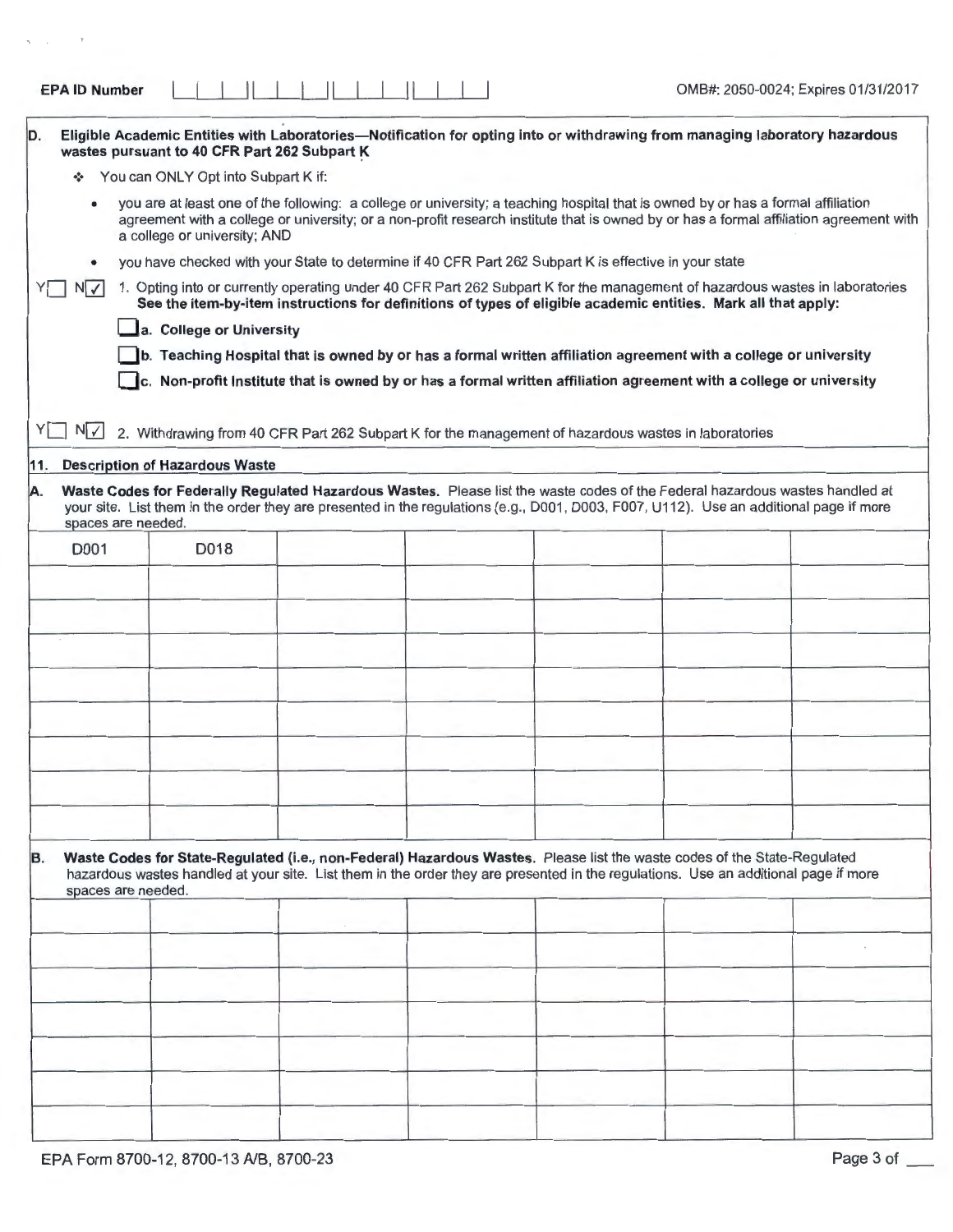**EPA ID Number** | | | | | | | | | | | | |

OMB#: 2050-0024; Expires 01/31/2017

**D. Eligible Academic Entities with Laboratories—Notification for opting into or withdrawing from managing laboratory hazardous wastes pursuant to 40 CFR Part 262 Subpart K**

- You can ONLY Opt into Subpart K if:
  - you are at least one of the following: a college or university; a teaching hospital that is owned by or has a formal affiliation agreement with a college or university; or a non-profit research institute that is owned by or has a formal affiliation agreement with a college or university; AND
  - you have checked with your State to determine if 40 CFR Part 262 Subpart K is effective in your state

Y☐ N☑ 1. Opting into or currently operating under 40 CFR Part 262 Subpart K for the management of hazardous wastes in laboratories **See the item-by-item instructions for definitions of types of eligible academic entities. Mark all that apply:**

☐ **a. College or University**

☐ **b. Teaching Hospital that is owned by or has a formal written affiliation agreement with a college or university**

☐ **c. Non-profit Institute that is owned by or has a formal written affiliation agreement with a college or university**

Y☐ N☑ 2. Withdrawing from 40 CFR Part 262 Subpart K for the management of hazardous wastes in laboratories

**11. Description of Hazardous Waste**

**A. Waste Codes for Federally Regulated Hazardous Wastes.** Please list the waste codes of the Federal hazardous wastes handled at your site. List them in the order they are presented in the regulations (e.g., D001, D003, F007, U112). Use an additional page if more spaces are needed.

| | | | | | | |
|---|---|---|---|---|---|---|
| D001 | D018 | | | | | |
| | | | | | | |
| | | | | | | |
| | | | | | | |
| | | | | | | |
| | | | | | | |
| | | | | | | |
| | | | | | | |
| | | | | | | |

**B. Waste Codes for State-Regulated (i.e., non-Federal) Hazardous Wastes.** Please list the waste codes of the State-Regulated hazardous wastes handled at your site. List them in the order they are presented in the regulations. Use an additional page if more spaces are needed.

| | | | | | | |
|---|---|---|---|---|---|---|
| | | | | | | |
| | | | | | | |
| | | | | | | |
| | | | | | | |
| | | | | | | |
| | | | | | | |
| | | | | | | |

EPA Form 8700-12, 8700-13 A/B, 8700-23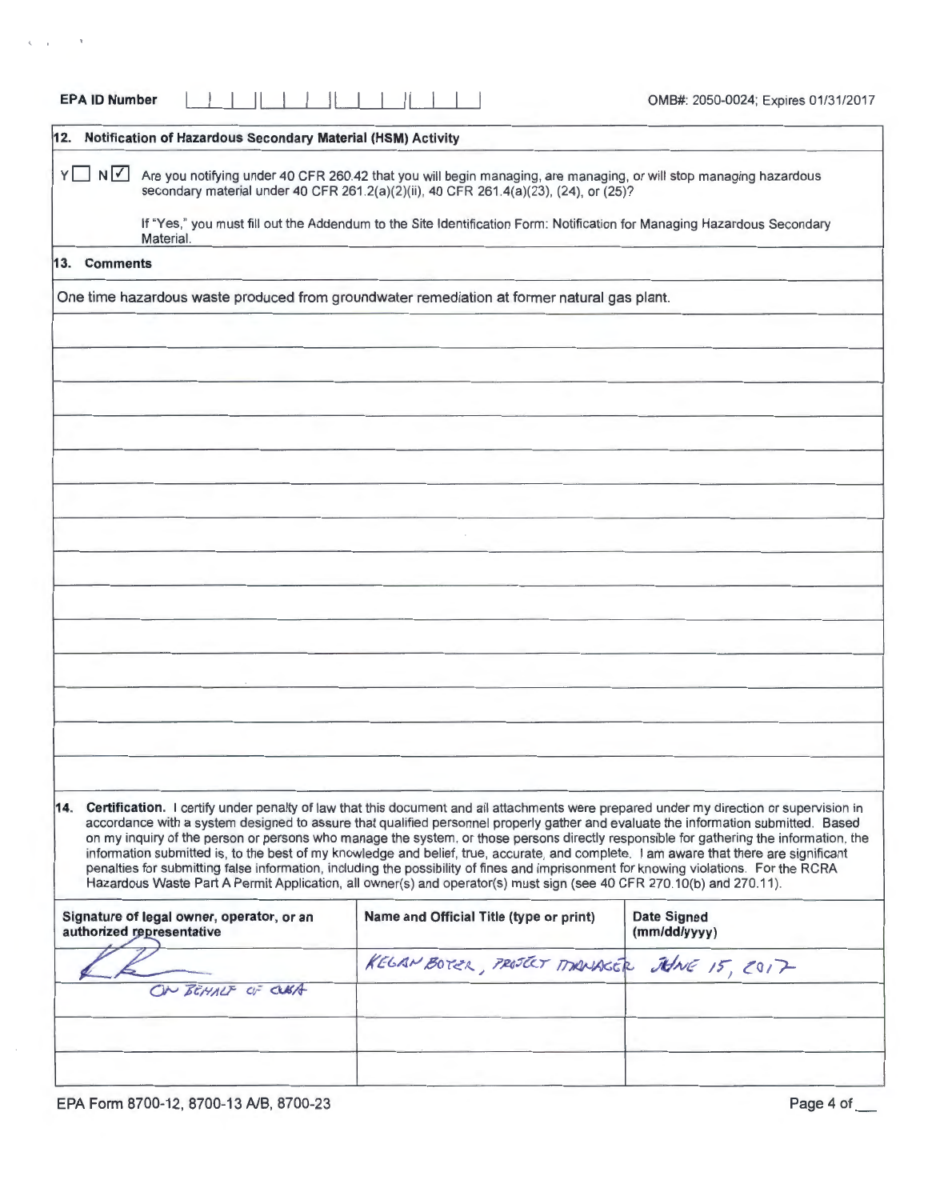**EPA ID Number** | | | | | | | | | | | | | |

OMB#: 2050-0024; Expires 01/31/2017

**12. Notification of Hazardous Secondary Material (HSM) Activity**

Y ☐ N ☑ Are you notifying under 40 CFR 260.42 that you will begin managing, are managing, or will stop managing hazardous secondary material under 40 CFR 261.2(a)(2)(ii), 40 CFR 261.4(a)(23), (24), or (25)?

If "Yes," you must fill out the Addendum to the Site Identification Form: Notification for Managing Hazardous Secondary Material.

**13. Comments**

One time hazardous waste produced from groundwater remediation at former natural gas plant.

**14. Certification.** I certify under penalty of law that this document and all attachments were prepared under my direction or supervision in accordance with a system designed to assure that qualified personnel properly gather and evaluate the information submitted. Based on my inquiry of the person or persons who manage the system, or those persons directly responsible for gathering the information, the information submitted is, to the best of my knowledge and belief, true, accurate, and complete. I am aware that there are significant penalties for submitting false information, including the possibility of fines and imprisonment for knowing violations. For the RCRA Hazardous Waste Part A Permit Application, all owner(s) and operator(s) must sign (see 40 CFR 270.10(b) and 270.11).

| Signature of legal owner, operator, or an authorized representative | Name and Official Title (type or print) | Date Signed (mm/dd/yyyy) |
|---|---|---|
| [signature] ON BEHALF OF CUSA | KEGAN BOYER, PROJECT MANAGER | JUNE 15, 2017 |
| | | |
| | | |
| | | |

EPA Form 8700-12, 8700-13 A/B, 8700-23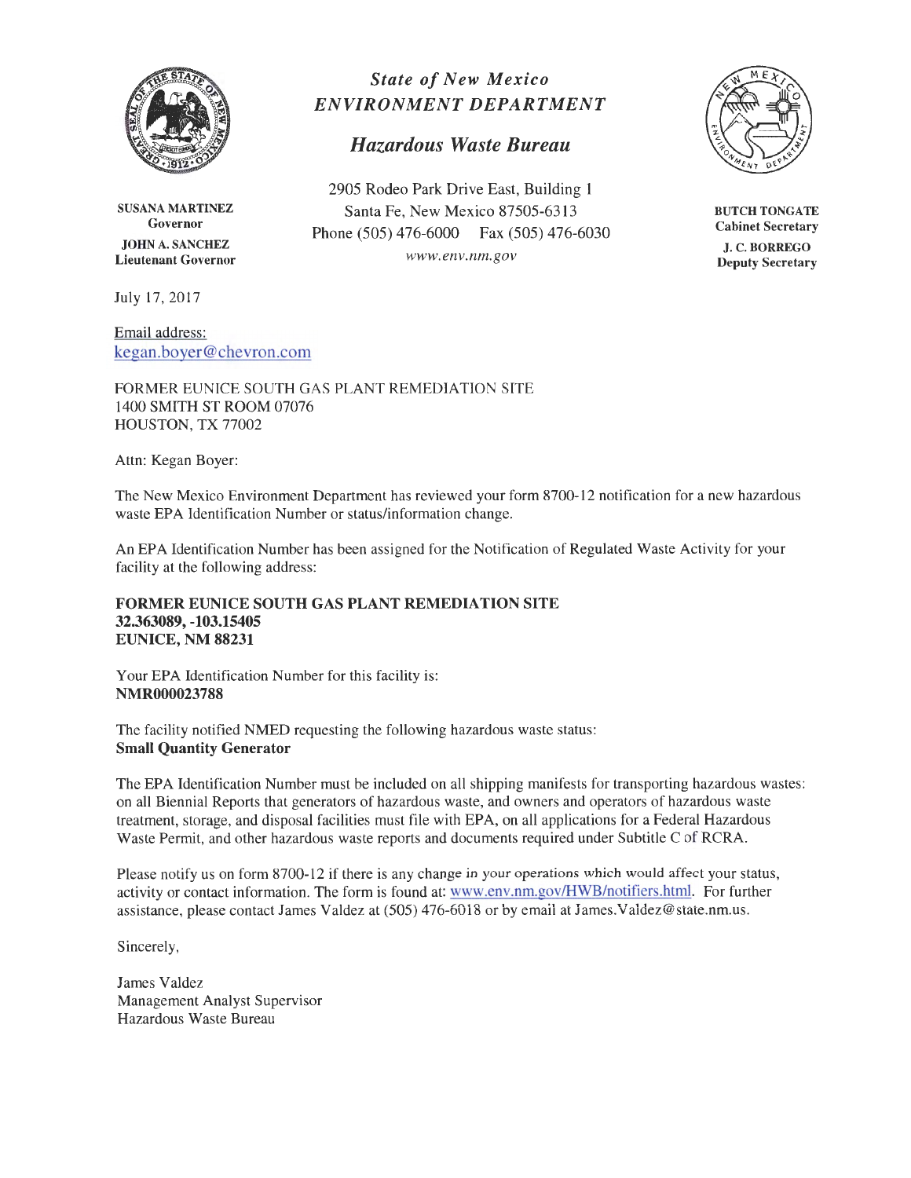*State of New Mexico*
*ENVIRONMENT DEPARTMENT*

***Hazardous Waste Bureau***

2905 Rodeo Park Drive East, Building 1
Santa Fe, New Mexico 87505-6313
Phone (505) 476-6000 Fax (505) 476-6030
*www.env.nm.gov*

**SUSANA MARTINEZ**
**Governor**

**JOHN A. SANCHEZ**
**Lieutenant Governor**

**BUTCH TONGATE**
**Cabinet Secretary**

**J. C. BORREGO**
**Deputy Secretary**

July 17, 2017

Email address:
kegan.boyer@chevron.com

FORMER EUNICE SOUTH GAS PLANT REMEDIATION SITE
1400 SMITH ST ROOM 07076
HOUSTON, TX 77002

Attn: Kegan Boyer:

The New Mexico Environment Department has reviewed your form 8700-12 notification for a new hazardous waste EPA Identification Number or status/information change.

An EPA Identification Number has been assigned for the Notification of Regulated Waste Activity for your facility at the following address:

**FORMER EUNICE SOUTH GAS PLANT REMEDIATION SITE**
**32.363089, -103.15405**
**EUNICE, NM 88231**

Your EPA Identification Number for this facility is:
**NMR000023788**

The facility notified NMED requesting the following hazardous waste status:
**Small Quantity Generator**

The EPA Identification Number must be included on all shipping manifests for transporting hazardous wastes: on all Biennial Reports that generators of hazardous waste, and owners and operators of hazardous waste treatment, storage, and disposal facilities must file with EPA, on all applications for a Federal Hazardous Waste Permit, and other hazardous waste reports and documents required under Subtitle C of RCRA.

Please notify us on form 8700-12 if there is any change in your operations which would affect your status, activity or contact information. The form is found at: www.env.nm.gov/HWB/notifiers.html. For further assistance, please contact James Valdez at (505) 476-6018 or by email at James.Valdez@state.nm.us.

Sincerely,

James Valdez
Management Analyst Supervisor
Hazardous Waste Bureau